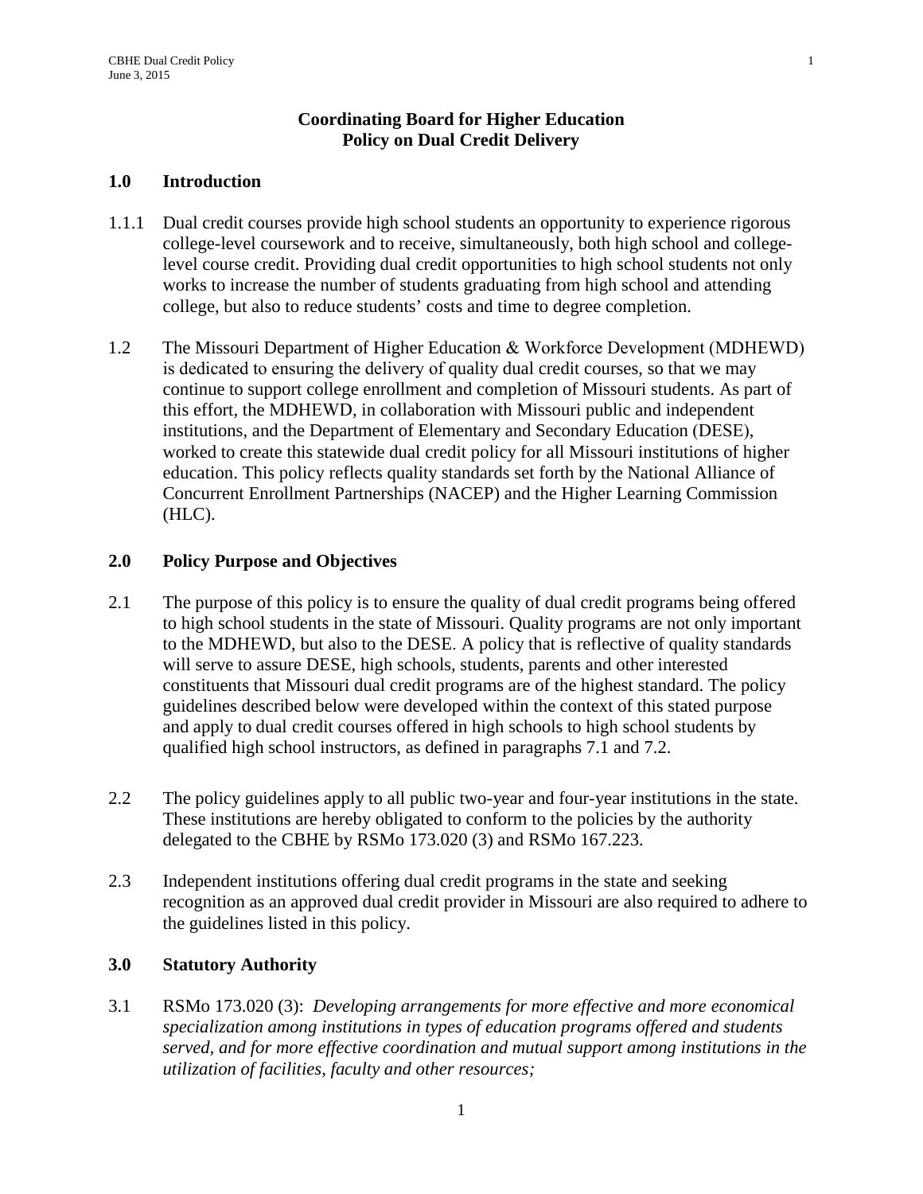# Coordinating Board for Higher Education
# Policy on Dual Credit Delivery

## 1.0 Introduction

1.1.1 Dual credit courses provide high school students an opportunity to experience rigorous college-level coursework and to receive, simultaneously, both high school and college-level course credit. Providing dual credit opportunities to high school students not only works to increase the number of students graduating from high school and attending college, but also to reduce students' costs and time to degree completion.

1.2 The Missouri Department of Higher Education & Workforce Development (MDHEWD) is dedicated to ensuring the delivery of quality dual credit courses, so that we may continue to support college enrollment and completion of Missouri students. As part of this effort, the MDHEWD, in collaboration with Missouri public and independent institutions, and the Department of Elementary and Secondary Education (DESE), worked to create this statewide dual credit policy for all Missouri institutions of higher education. This policy reflects quality standards set forth by the National Alliance of Concurrent Enrollment Partnerships (NACEP) and the Higher Learning Commission (HLC).

## 2.0 Policy Purpose and Objectives

2.1 The purpose of this policy is to ensure the quality of dual credit programs being offered to high school students in the state of Missouri. Quality programs are not only important to the MDHEWD, but also to the DESE. A policy that is reflective of quality standards will serve to assure DESE, high schools, students, parents and other interested constituents that Missouri dual credit programs are of the highest standard. The policy guidelines described below were developed within the context of this stated purpose and apply to dual credit courses offered in high schools to high school students by qualified high school instructors, as defined in paragraphs 7.1 and 7.2.

2.2 The policy guidelines apply to all public two-year and four-year institutions in the state. These institutions are hereby obligated to conform to the policies by the authority delegated to the CBHE by RSMo 173.020 (3) and RSMo 167.223.

2.3 Independent institutions offering dual credit programs in the state and seeking recognition as an approved dual credit provider in Missouri are also required to adhere to the guidelines listed in this policy.

## 3.0 Statutory Authority

3.1 RSMo 173.020 (3): *Developing arrangements for more effective and more economical specialization among institutions in types of education programs offered and students served, and for more effective coordination and mutual support among institutions in the utilization of facilities, faculty and other resources;*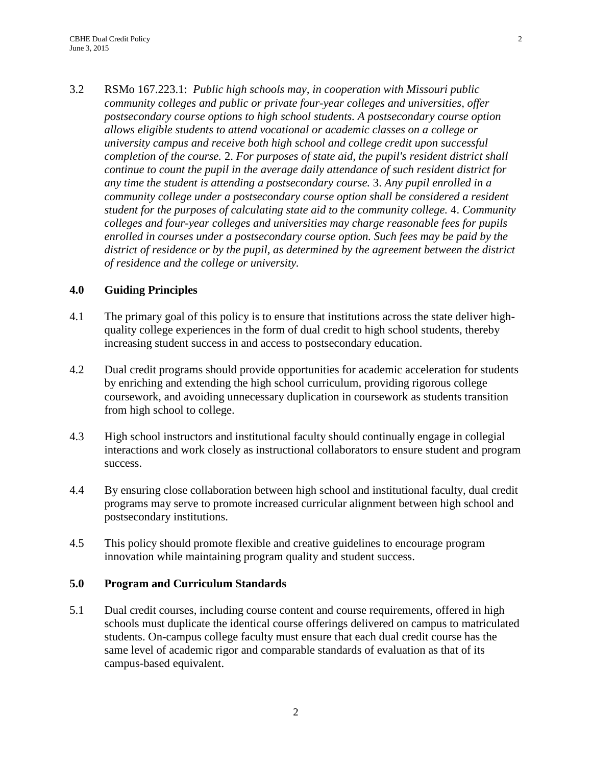3.2 RSMo 167.223.1: *Public high schools may, in cooperation with Missouri public community colleges and public or private four-year colleges and universities, offer postsecondary course options to high school students. A postsecondary course option allows eligible students to attend vocational or academic classes on a college or university campus and receive both high school and college credit upon successful completion of the course.* 2. *For purposes of state aid, the pupil's resident district shall continue to count the pupil in the average daily attendance of such resident district for any time the student is attending a postsecondary course.* 3. *Any pupil enrolled in a community college under a postsecondary course option shall be considered a resident student for the purposes of calculating state aid to the community college.* 4. *Community colleges and four-year colleges and universities may charge reasonable fees for pupils enrolled in courses under a postsecondary course option. Such fees may be paid by the district of residence or by the pupil, as determined by the agreement between the district of residence and the college or university.*

## 4.0 Guiding Principles

4.1 The primary goal of this policy is to ensure that institutions across the state deliver high-quality college experiences in the form of dual credit to high school students, thereby increasing student success in and access to postsecondary education.

4.2 Dual credit programs should provide opportunities for academic acceleration for students by enriching and extending the high school curriculum, providing rigorous college coursework, and avoiding unnecessary duplication in coursework as students transition from high school to college.

4.3 High school instructors and institutional faculty should continually engage in collegial interactions and work closely as instructional collaborators to ensure student and program success.

4.4 By ensuring close collaboration between high school and institutional faculty, dual credit programs may serve to promote increased curricular alignment between high school and postsecondary institutions.

4.5 This policy should promote flexible and creative guidelines to encourage program innovation while maintaining program quality and student success.

## 5.0 Program and Curriculum Standards

5.1 Dual credit courses, including course content and course requirements, offered in high schools must duplicate the identical course offerings delivered on campus to matriculated students. On-campus college faculty must ensure that each dual credit course has the same level of academic rigor and comparable standards of evaluation as that of its campus-based equivalent.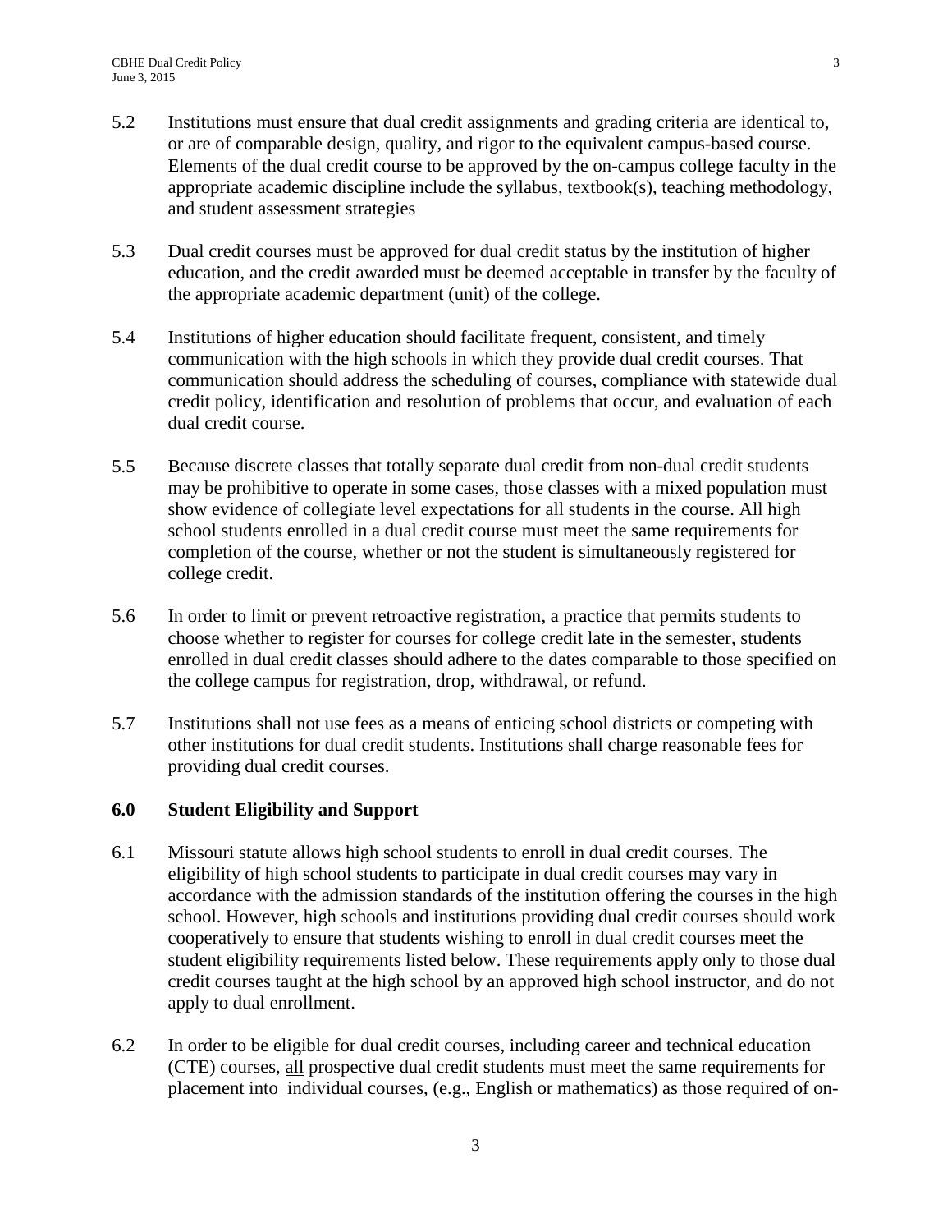5.2 Institutions must ensure that dual credit assignments and grading criteria are identical to, or are of comparable design, quality, and rigor to the equivalent campus-based course. Elements of the dual credit course to be approved by the on-campus college faculty in the appropriate academic discipline include the syllabus, textbook(s), teaching methodology, and student assessment strategies

5.3 Dual credit courses must be approved for dual credit status by the institution of higher education, and the credit awarded must be deemed acceptable in transfer by the faculty of the appropriate academic department (unit) of the college.

5.4 Institutions of higher education should facilitate frequent, consistent, and timely communication with the high schools in which they provide dual credit courses. That communication should address the scheduling of courses, compliance with statewide dual credit policy, identification and resolution of problems that occur, and evaluation of each dual credit course.

5.5 Because discrete classes that totally separate dual credit from non-dual credit students may be prohibitive to operate in some cases, those classes with a mixed population must show evidence of collegiate level expectations for all students in the course. All high school students enrolled in a dual credit course must meet the same requirements for completion of the course, whether or not the student is simultaneously registered for college credit.

5.6 In order to limit or prevent retroactive registration, a practice that permits students to choose whether to register for courses for college credit late in the semester, students enrolled in dual credit classes should adhere to the dates comparable to those specified on the college campus for registration, drop, withdrawal, or refund.

5.7 Institutions shall not use fees as a means of enticing school districts or competing with other institutions for dual credit students. Institutions shall charge reasonable fees for providing dual credit courses.

## 6.0 Student Eligibility and Support

6.1 Missouri statute allows high school students to enroll in dual credit courses. The eligibility of high school students to participate in dual credit courses may vary in accordance with the admission standards of the institution offering the courses in the high school. However, high schools and institutions providing dual credit courses should work cooperatively to ensure that students wishing to enroll in dual credit courses meet the student eligibility requirements listed below. These requirements apply only to those dual credit courses taught at the high school by an approved high school instructor, and do not apply to dual enrollment.

6.2 In order to be eligible for dual credit courses, including career and technical education (CTE) courses, <u>all</u> prospective dual credit students must meet the same requirements for placement into individual courses, (e.g., English or mathematics) as those required of on-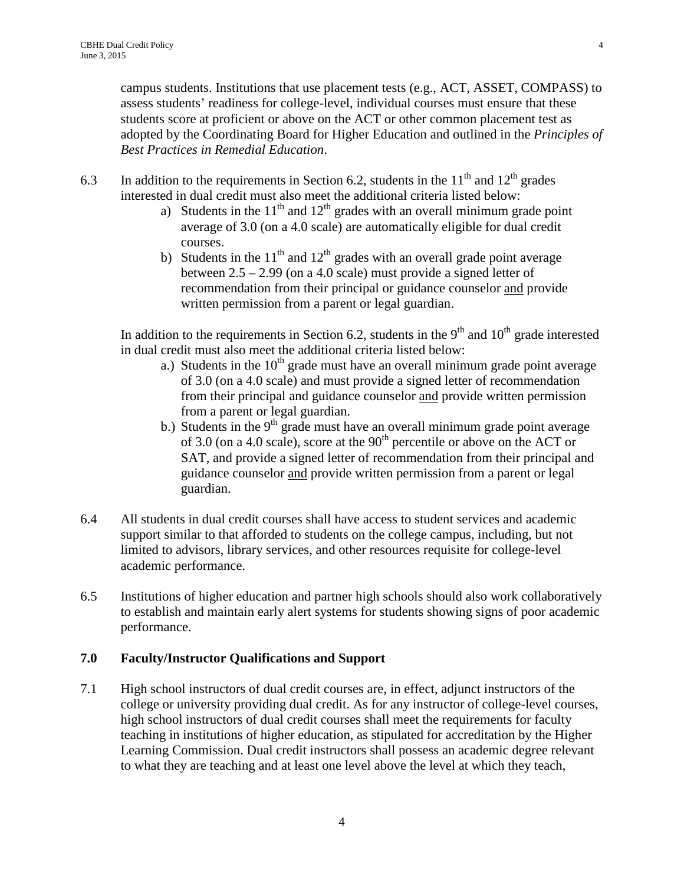campus students. Institutions that use placement tests (e.g., ACT, ASSET, COMPASS) to assess students' readiness for college-level, individual courses must ensure that these students score at proficient or above on the ACT or other common placement test as adopted by the Coordinating Board for Higher Education and outlined in the *Principles of Best Practices in Remedial Education*.

6.3 In addition to the requirements in Section 6.2, students in the 11th and 12th grades interested in dual credit must also meet the additional criteria listed below:

   a) Students in the 11th and 12th grades with an overall minimum grade point average of 3.0 (on a 4.0 scale) are automatically eligible for dual credit courses.
   b) Students in the 11th and 12th grades with an overall grade point average between 2.5 – 2.99 (on a 4.0 scale) must provide a signed letter of recommendation from their principal or guidance counselor <u>and</u> provide written permission from a parent or legal guardian.

   In addition to the requirements in Section 6.2, students in the 9th and 10th grade interested in dual credit must also meet the additional criteria listed below:

   a.) Students in the 10th grade must have an overall minimum grade point average of 3.0 (on a 4.0 scale) and must provide a signed letter of recommendation from their principal and guidance counselor <u>and</u> provide written permission from a parent or legal guardian.
   b.) Students in the 9th grade must have an overall minimum grade point average of 3.0 (on a 4.0 scale), score at the 90th percentile or above on the ACT or SAT, and provide a signed letter of recommendation from their principal and guidance counselor <u>and</u> provide written permission from a parent or legal guardian.

6.4 All students in dual credit courses shall have access to student services and academic support similar to that afforded to students on the college campus, including, but not limited to advisors, library services, and other resources requisite for college-level academic performance.

6.5 Institutions of higher education and partner high schools should also work collaboratively to establish and maintain early alert systems for students showing signs of poor academic performance.

## 7.0 Faculty/Instructor Qualifications and Support

7.1 High school instructors of dual credit courses are, in effect, adjunct instructors of the college or university providing dual credit. As for any instructor of college-level courses, high school instructors of dual credit courses shall meet the requirements for faculty teaching in institutions of higher education, as stipulated for accreditation by the Higher Learning Commission. Dual credit instructors shall possess an academic degree relevant to what they are teaching and at least one level above the level at which they teach,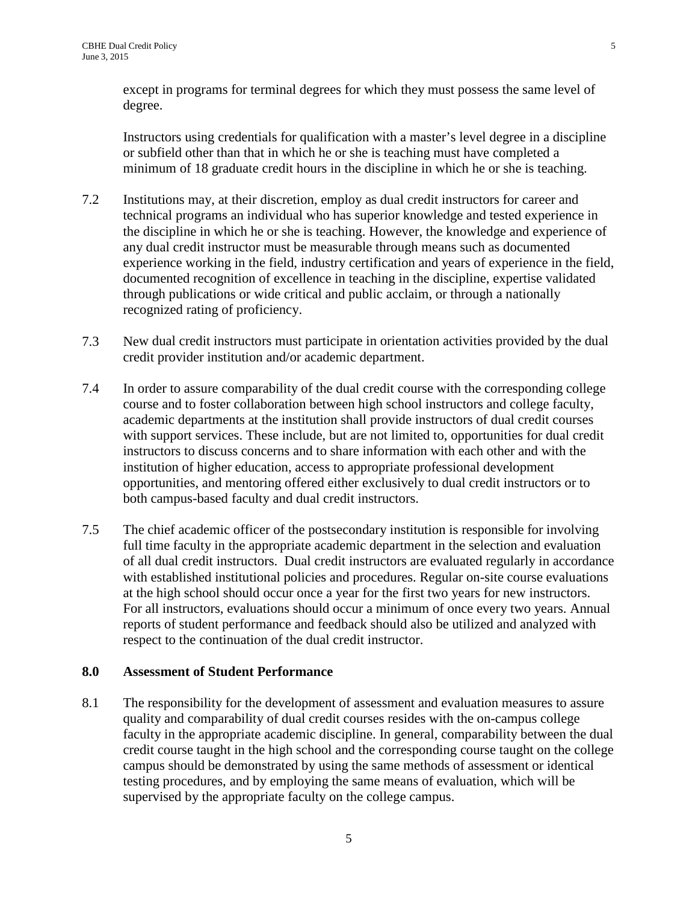except in programs for terminal degrees for which they must possess the same level of degree.

Instructors using credentials for qualification with a master's level degree in a discipline or subfield other than that in which he or she is teaching must have completed a minimum of 18 graduate credit hours in the discipline in which he or she is teaching.

7.2 Institutions may, at their discretion, employ as dual credit instructors for career and technical programs an individual who has superior knowledge and tested experience in the discipline in which he or she is teaching. However, the knowledge and experience of any dual credit instructor must be measurable through means such as documented experience working in the field, industry certification and years of experience in the field, documented recognition of excellence in teaching in the discipline, expertise validated through publications or wide critical and public acclaim, or through a nationally recognized rating of proficiency.

7.3 New dual credit instructors must participate in orientation activities provided by the dual credit provider institution and/or academic department.

7.4 In order to assure comparability of the dual credit course with the corresponding college course and to foster collaboration between high school instructors and college faculty, academic departments at the institution shall provide instructors of dual credit courses with support services. These include, but are not limited to, opportunities for dual credit instructors to discuss concerns and to share information with each other and with the institution of higher education, access to appropriate professional development opportunities, and mentoring offered either exclusively to dual credit instructors or to both campus-based faculty and dual credit instructors.

7.5 The chief academic officer of the postsecondary institution is responsible for involving full time faculty in the appropriate academic department in the selection and evaluation of all dual credit instructors. Dual credit instructors are evaluated regularly in accordance with established institutional policies and procedures. Regular on-site course evaluations at the high school should occur once a year for the first two years for new instructors. For all instructors, evaluations should occur a minimum of once every two years. Annual reports of student performance and feedback should also be utilized and analyzed with respect to the continuation of the dual credit instructor.

## 8.0 Assessment of Student Performance

8.1 The responsibility for the development of assessment and evaluation measures to assure quality and comparability of dual credit courses resides with the on-campus college faculty in the appropriate academic discipline. In general, comparability between the dual credit course taught in the high school and the corresponding course taught on the college campus should be demonstrated by using the same methods of assessment or identical testing procedures, and by employing the same means of evaluation, which will be supervised by the appropriate faculty on the college campus.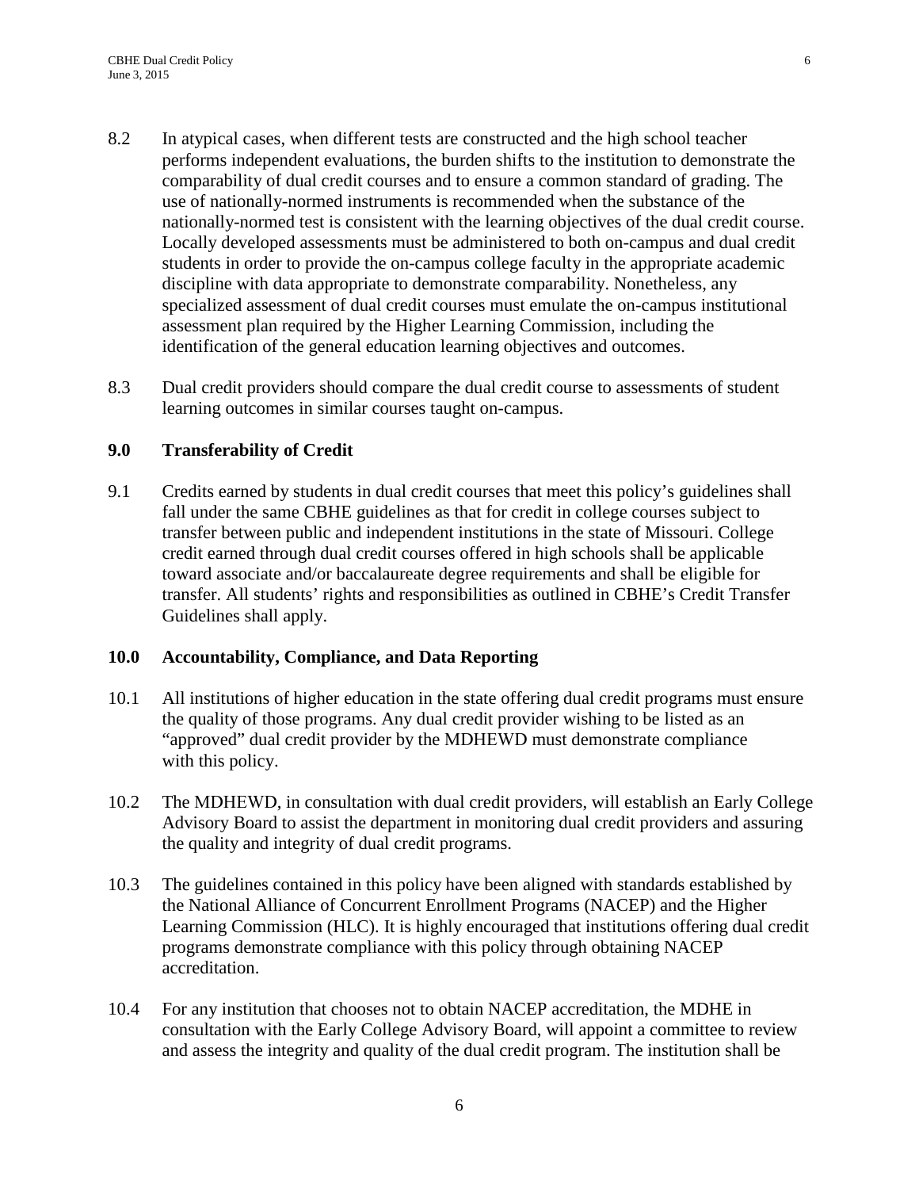8.2 In atypical cases, when different tests are constructed and the high school teacher performs independent evaluations, the burden shifts to the institution to demonstrate the comparability of dual credit courses and to ensure a common standard of grading. The use of nationally-normed instruments is recommended when the substance of the nationally-normed test is consistent with the learning objectives of the dual credit course. Locally developed assessments must be administered to both on-campus and dual credit students in order to provide the on-campus college faculty in the appropriate academic discipline with data appropriate to demonstrate comparability. Nonetheless, any specialized assessment of dual credit courses must emulate the on-campus institutional assessment plan required by the Higher Learning Commission, including the identification of the general education learning objectives and outcomes.

8.3 Dual credit providers should compare the dual credit course to assessments of student learning outcomes in similar courses taught on-campus.

**9.0 Transferability of Credit**

9.1 Credits earned by students in dual credit courses that meet this policy's guidelines shall fall under the same CBHE guidelines as that for credit in college courses subject to transfer between public and independent institutions in the state of Missouri. College credit earned through dual credit courses offered in high schools shall be applicable toward associate and/or baccalaureate degree requirements and shall be eligible for transfer. All students' rights and responsibilities as outlined in CBHE's Credit Transfer Guidelines shall apply.

**10.0 Accountability, Compliance, and Data Reporting**

10.1 All institutions of higher education in the state offering dual credit programs must ensure the quality of those programs. Any dual credit provider wishing to be listed as an "approved" dual credit provider by the MDHEWD must demonstrate compliance with this policy.

10.2 The MDHEWD, in consultation with dual credit providers, will establish an Early College Advisory Board to assist the department in monitoring dual credit providers and assuring the quality and integrity of dual credit programs.

10.3 The guidelines contained in this policy have been aligned with standards established by the National Alliance of Concurrent Enrollment Programs (NACEP) and the Higher Learning Commission (HLC). It is highly encouraged that institutions offering dual credit programs demonstrate compliance with this policy through obtaining NACEP accreditation.

10.4 For any institution that chooses not to obtain NACEP accreditation, the MDHE in consultation with the Early College Advisory Board, will appoint a committee to review and assess the integrity and quality of the dual credit program. The institution shall be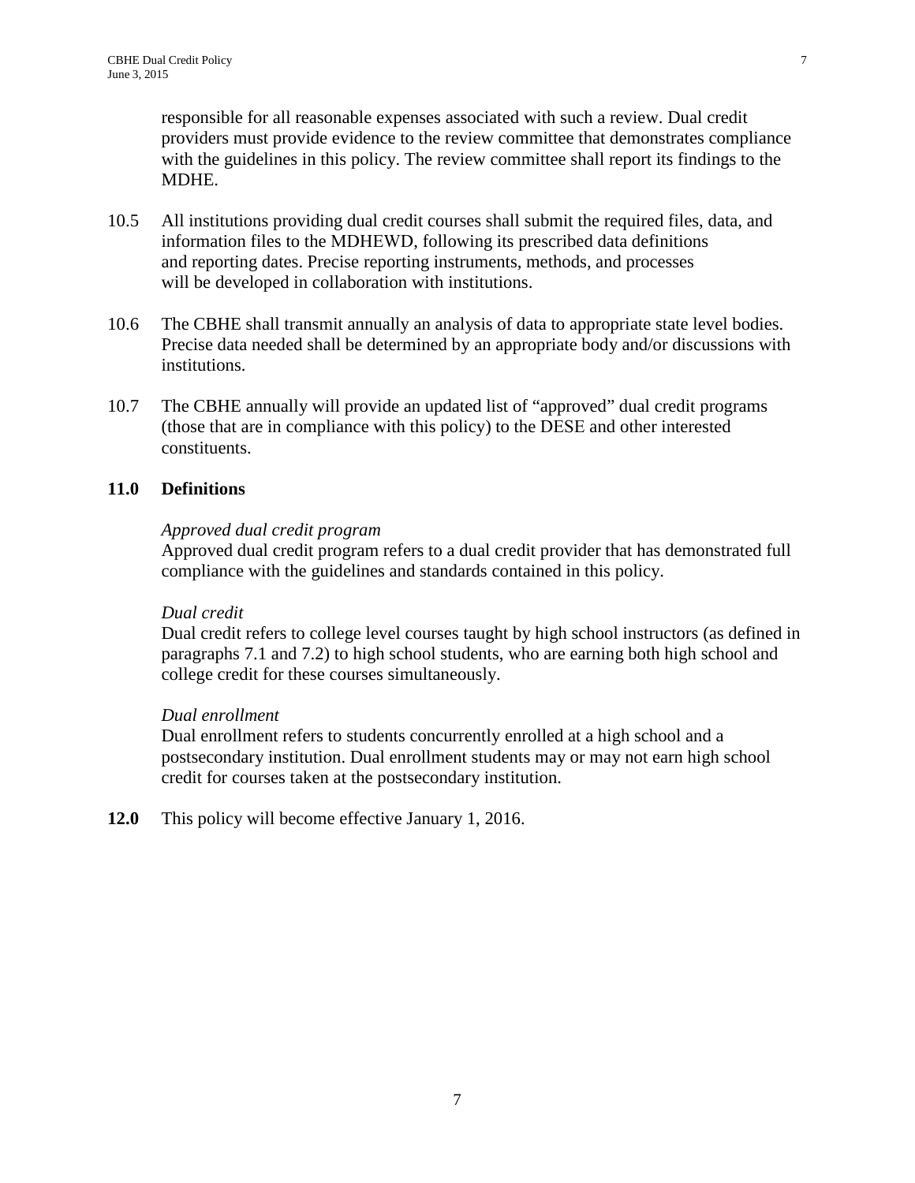responsible for all reasonable expenses associated with such a review. Dual credit providers must provide evidence to the review committee that demonstrates compliance with the guidelines in this policy. The review committee shall report its findings to the MDHE.

10.5 All institutions providing dual credit courses shall submit the required files, data, and information files to the MDHEWD, following its prescribed data definitions and reporting dates. Precise reporting instruments, methods, and processes will be developed in collaboration with institutions.

10.6 The CBHE shall transmit annually an analysis of data to appropriate state level bodies. Precise data needed shall be determined by an appropriate body and/or discussions with institutions.

10.7 The CBHE annually will provide an updated list of "approved" dual credit programs (those that are in compliance with this policy) to the DESE and other interested constituents.

## 11.0 Definitions

*Approved dual credit program*
Approved dual credit program refers to a dual credit provider that has demonstrated full compliance with the guidelines and standards contained in this policy.

*Dual credit*
Dual credit refers to college level courses taught by high school instructors (as defined in paragraphs 7.1 and 7.2) to high school students, who are earning both high school and college credit for these courses simultaneously.

*Dual enrollment*
Dual enrollment refers to students concurrently enrolled at a high school and a postsecondary institution. Dual enrollment students may or may not earn high school credit for courses taken at the postsecondary institution.

**12.0** This policy will become effective January 1, 2016.